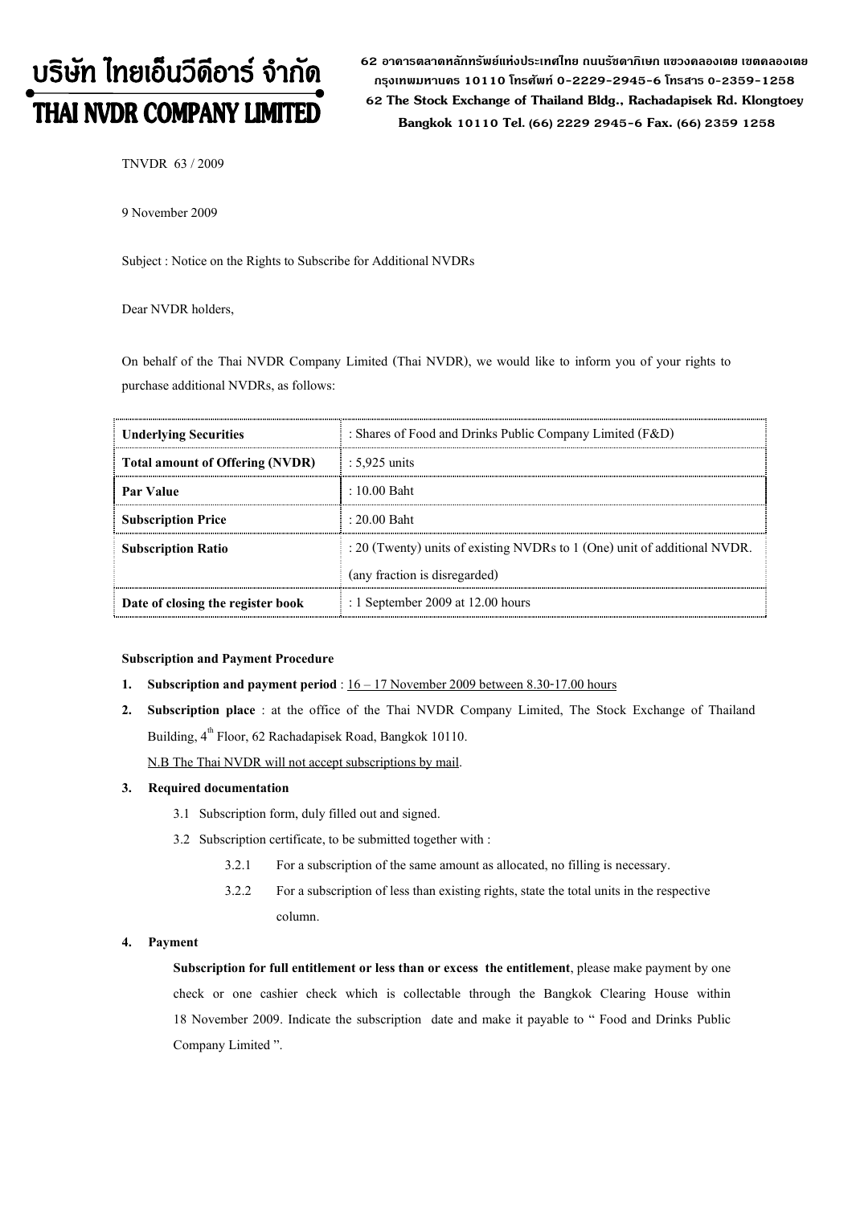# บริษัท ไทยเอ็นวีดีอาร์ จำกัด
# THAI NVDR COMPANY LIMITED

62 อาคารตลาดหลักทรัพย์แห่งประเทศไทย ถนนรัชดาภิเษก แขวงคลองเตย เขตคลองเตย กรุงเทพมหานคร 10110 โทรศัพท์ 0-2229-2945-6 โทรสาร 0-2359-1258
62 The Stock Exchange of Thailand Bldg., Rachadapisek Rd. Klongtoey Bangkok 10110 Tel. (66) 2229 2945-6 Fax. (66) 2359 1258

TNVDR 63 / 2009

9 November 2009

Subject : Notice on the Rights to Subscribe for Additional NVDRs

Dear NVDR holders,

On behalf of the Thai NVDR Company Limited (Thai NVDR), we would like to inform you of your rights to purchase additional NVDRs, as follows:

| | |
|---|---|
| **Underlying Securities** | : Shares of Food and Drinks Public Company Limited (F&D) |
| **Total amount of Offering (NVDR)** | : 5,925 units |
| **Par Value** | : 10.00 Baht |
| **Subscription Price** | : 20.00 Baht |
| **Subscription Ratio** | : 20 (Twenty) units of existing NVDRs to 1 (One) unit of additional NVDR. (any fraction is disregarded) |
| **Date of closing the register book** | : 1 September 2009 at 12.00 hours |

**Subscription and Payment Procedure**

1. **Subscription and payment period** : 16 – 17 November 2009 between 8.30-17.00 hours
2. **Subscription place** : at the office of the Thai NVDR Company Limited, The Stock Exchange of Thailand Building, 4th Floor, 62 Rachadapisek Road, Bangkok 10110.

   N.B The Thai NVDR will not accept subscriptions by mail.

3. **Required documentation**
   - 3.1 Subscription form, duly filled out and signed.
   - 3.2 Subscription certificate, to be submitted together with :
     - 3.2.1 For a subscription of the same amount as allocated, no filling is necessary.
     - 3.2.2 For a subscription of less than existing rights, state the total units in the respective column.

4. **Payment**

   **Subscription for full entitlement or less than or excess the entitlement**, please make payment by one check or one cashier check which is collectable through the Bangkok Clearing House within 18 November 2009. Indicate the subscription date and make it payable to " Food and Drinks Public Company Limited ".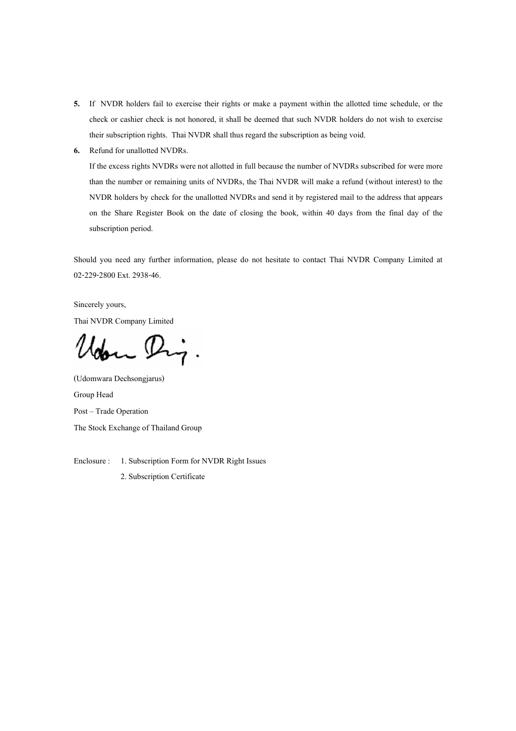**5.** If NVDR holders fail to exercise their rights or make a payment within the allotted time schedule, or the check or cashier check is not honored, it shall be deemed that such NVDR holders do not wish to exercise their subscription rights. Thai NVDR shall thus regard the subscription as being void.

**6.** Refund for unallotted NVDRs.

If the excess rights NVDRs were not allotted in full because the number of NVDRs subscribed for were more than the number or remaining units of NVDRs, the Thai NVDR will make a refund (without interest) to the NVDR holders by check for the unallotted NVDRs and send it by registered mail to the address that appears on the Share Register Book on the date of closing the book, within 40 days from the final day of the subscription period.

Should you need any further information, please do not hesitate to contact Thai NVDR Company Limited at 02-229-2800 Ext. 2938-46.

Sincerely yours,

Thai NVDR Company Limited

(Udomwara Dechsongjarus)

Group Head

Post – Trade Operation

The Stock Exchange of Thailand Group

Enclosure : 1. Subscription Form for NVDR Right Issues

2. Subscription Certificate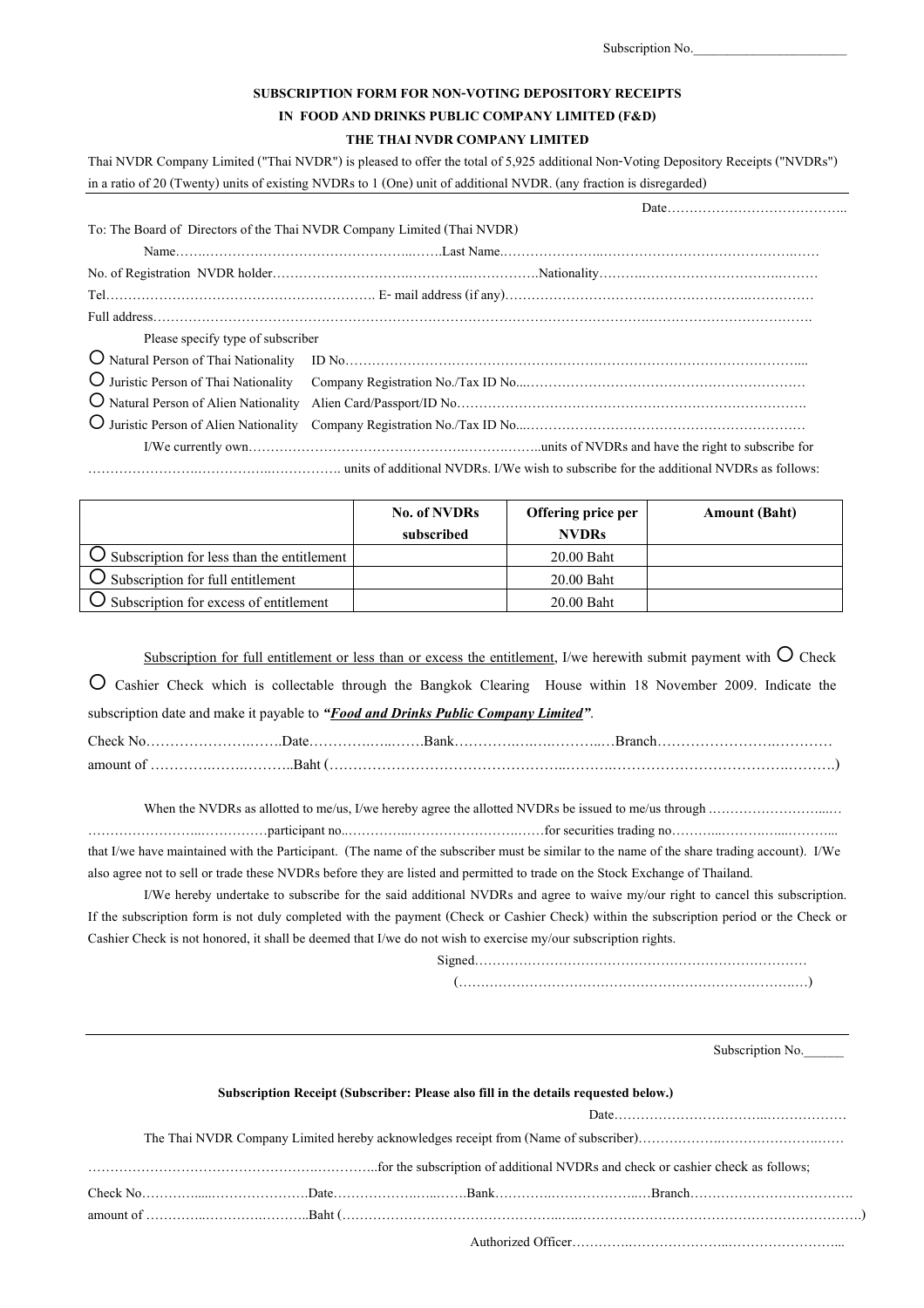Subscription No.______________________

**SUBSCRIPTION FORM FOR NON-VOTING DEPOSITORY RECEIPTS**

**IN FOOD AND DRINKS PUBLIC COMPANY LIMITED (F&D)**

**THE THAI NVDR COMPANY LIMITED**

Thai NVDR Company Limited ("Thai NVDR") is pleased to offer the total of 5,925 additional Non-Voting Depository Receipts ("NVDRs") in a ratio of 20 (Twenty) units of existing NVDRs to 1 (One) unit of additional NVDR. (any fraction is disregarded)

Date…………………………………..

To: The Board of Directors of the Thai NVDR Company Limited (Thai NVDR)

Name……………………………………………..…….Last Name……………………………………………………………………

No. of Registration NVDR holder……………………………………………………….Nationality…………………………………………

Tel…………………………………………………. E- mail address (if any)……………………………………………………………

Full address…………………………………………………………………………………………………………………………………

Please specify type of subscriber

○ Natural Person of Thai Nationality ID No…………………………………………………………………………………………...

○ Juristic Person of Thai Nationality Company Registration No./Tax ID No...………………………………………………………

○ Natural Person of Alien Nationality Alien Card/Passport/ID No…………………………………………………………………….

○ Juristic Person of Alien Nationality Company Registration No./Tax ID No...………………………………………………………

I/We currently own……………………………………………………………..units of NVDRs and have the right to subscribe for ……………………………………………………. units of additional NVDRs. I/We wish to subscribe for the additional NVDRs as follows:

| | No. of NVDRs subscribed | Offering price per NVDRs | Amount (Baht) |
|---|---|---|---|
| ○ Subscription for less than the entitlement | | 20.00 Baht | |
| ○ Subscription for full entitlement | | 20.00 Baht | |
| ○ Subscription for excess of entitlement | | 20.00 Baht | |

Subscription for full entitlement or less than or excess the entitlement, I/we herewith submit payment with ○ Check ○ Cashier Check which is collectable through the Bangkok Clearing House within 18 November 2009. Indicate the subscription date and make it payable to ***"Food and Drinks Public Company Limited"***.

Check No…………………….Date………………….Bank……………………………Branch…………………………………

amount of ………………………..Baht (……………………………………………………………………………………………)

When the NVDRs as allotted to me/us, I/we hereby agree the allotted NVDRs be issued to me/us through ……………………… ……………………………………participant no.………………………………………for securities trading no………………………… that I/we have maintained with the Participant. (The name of the subscriber must be similar to the name of the share trading account). I/We also agree not to sell or trade these NVDRs before they are listed and permitted to trade on the Stock Exchange of Thailand.

I/We hereby undertake to subscribe for the said additional NVDRs and agree to waive my/our right to cancel this subscription. If the subscription form is not duly completed with the payment (Check or Cashier Check) within the subscription period or the Check or Cashier Check is not honored, it shall be deemed that I/we do not wish to exercise my/our subscription rights.

Signed……………………………………………………………………

(……………………………………………………………………)

---

Subscription No.______

**Subscription Receipt (Subscriber: Please also fill in the details requested below.)**

Date………………………………………………

The Thai NVDR Company Limited hereby acknowledges receipt from (Name of subscriber)……………………………………… ……………………………………………………………..for the subscription of additional NVDRs and check or cashier check as follows;

Check No……………………………….Date……………………………Bank………………………………Branch……………………………….

amount of ……………………………..Baht (……………………………………………………………………………………………)

Authorized Officer……………………………………………………...